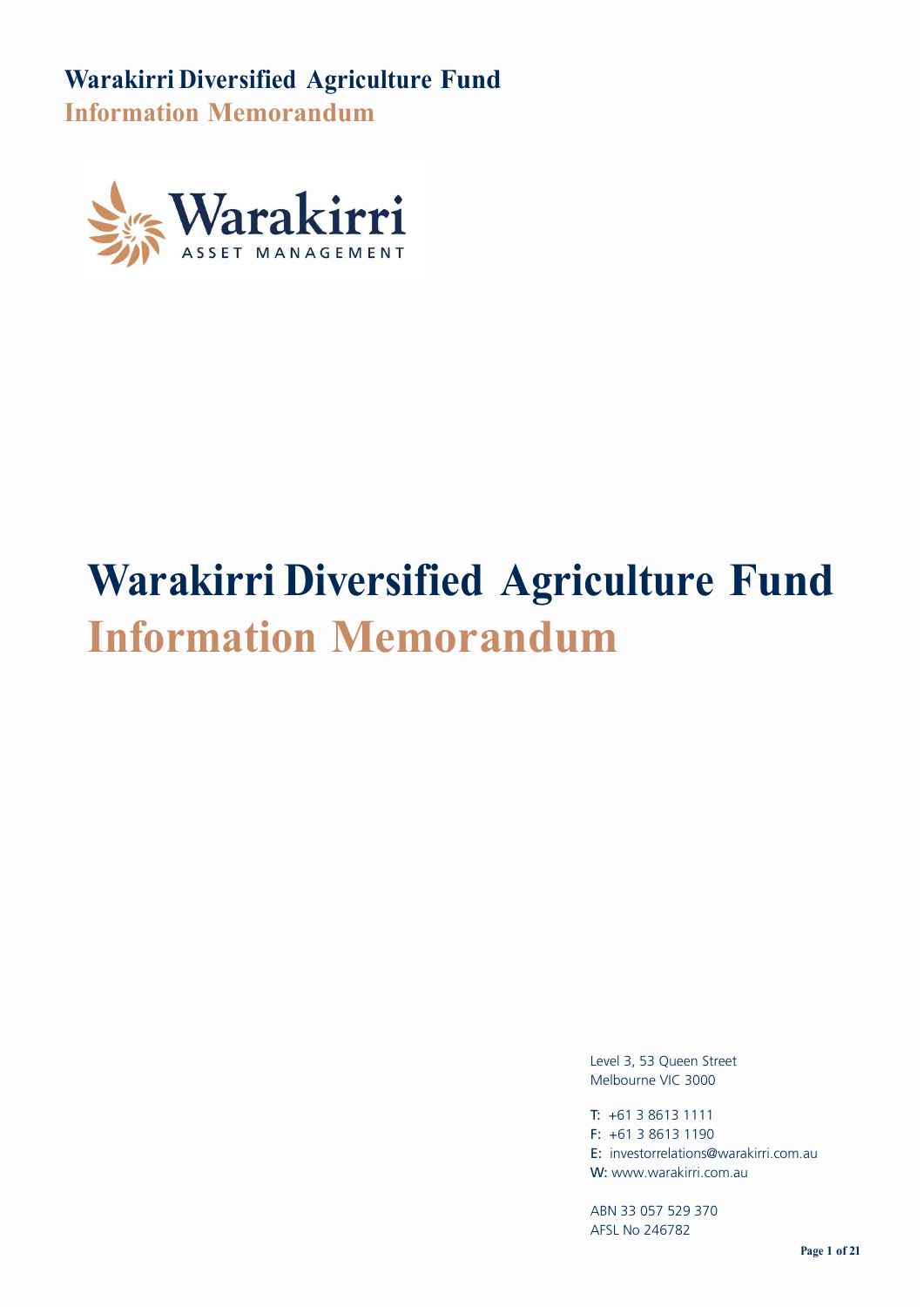# Warakirri Diversified Agriculture Fund
## Information Memorandum

Warakirri
ASSET MANAGEMENT

# Warakirri Diversified Agriculture Fund
# Information Memorandum

Level 3, 53 Queen Street
Melbourne VIC 3000

T: +61 3 8613 1111
F: +61 3 8613 1190
E: investorrelations@warakirri.com.au
W: www.warakirri.com.au

ABN 33 057 529 370
AFSL No 246782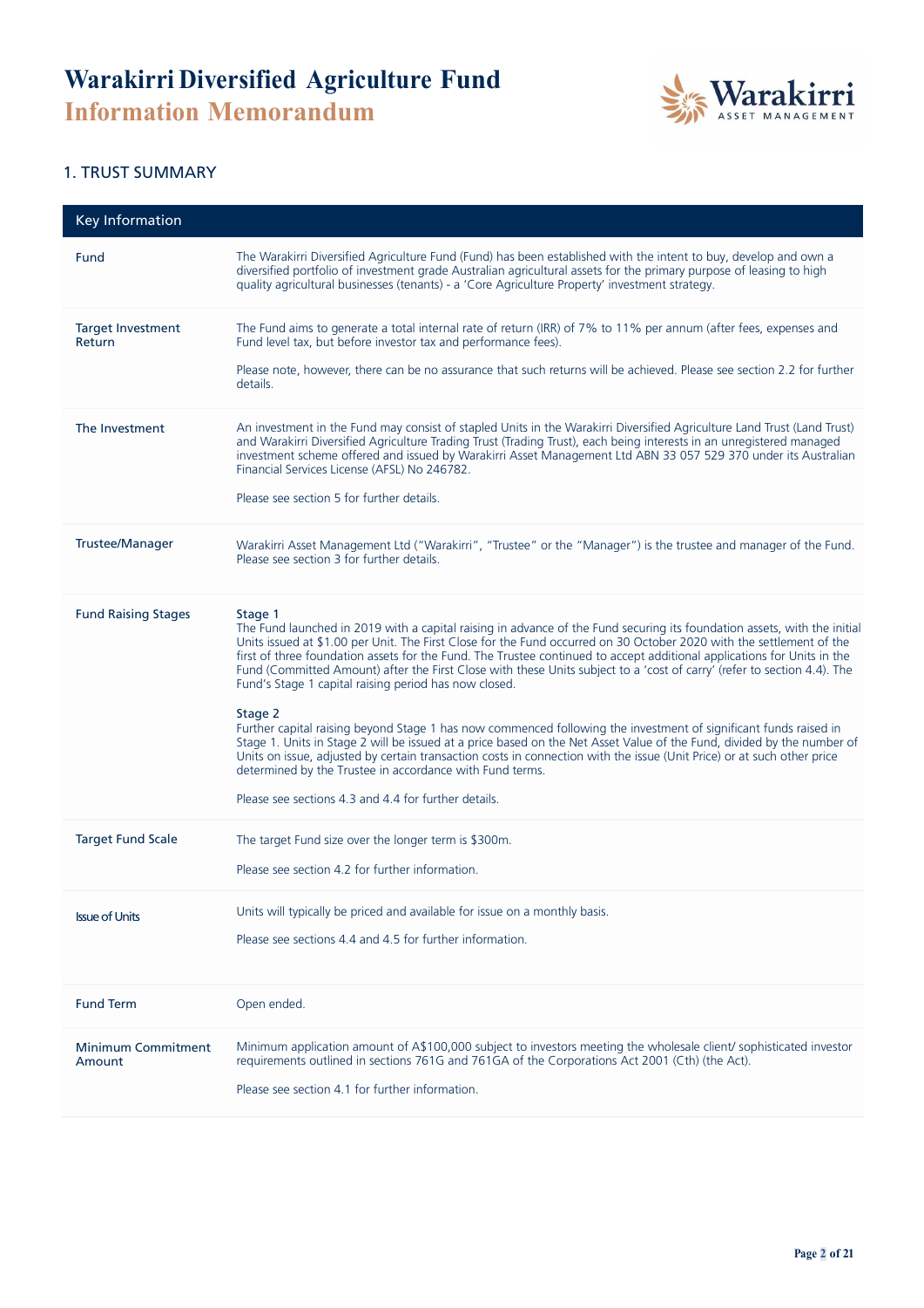# Warakirri Diversified Agriculture Fund
## Information Memorandum

## 1. TRUST SUMMARY

| Key Information | |
|---|---|
| Fund | The Warakirri Diversified Agriculture Fund (Fund) has been established with the intent to buy, develop and own a diversified portfolio of investment grade Australian agricultural assets for the primary purpose of leasing to high quality agricultural businesses (tenants) - a 'Core Agriculture Property' investment strategy. |
| Target Investment Return | The Fund aims to generate a total internal rate of return (IRR) of 7% to 11% per annum (after fees, expenses and Fund level tax, but before investor tax and performance fees).<br><br>Please note, however, there can be no assurance that such returns will be achieved. Please see section 2.2 for further details. |
| The Investment | An investment in the Fund may consist of stapled Units in the Warakirri Diversified Agriculture Land Trust (Land Trust) and Warakirri Diversified Agriculture Trading Trust (Trading Trust), each being interests in an unregistered managed investment scheme offered and issued by Warakirri Asset Management Ltd ABN 33 057 529 370 under its Australian Financial Services License (AFSL) No 246782.<br><br>Please see section 5 for further details. |
| Trustee/Manager | Warakirri Asset Management Ltd ("Warakirri", "Trustee" or the "Manager") is the trustee and manager of the Fund. Please see section 3 for further details. |
| Fund Raising Stages | Stage 1<br>The Fund launched in 2019 with a capital raising in advance of the Fund securing its foundation assets, with the initial Units issued at $1.00 per Unit. The First Close for the Fund occurred on 30 October 2020 with the settlement of the first of three foundation assets for the Fund. The Trustee continued to accept additional applications for Units in the Fund (Committed Amount) after the First Close with these Units subject to a 'cost of carry' (refer to section 4.4). The Fund's Stage 1 capital raising period has now closed.<br><br>Stage 2<br>Further capital raising beyond Stage 1 has now commenced following the investment of significant funds raised in Stage 1. Units in Stage 2 will be issued at a price based on the Net Asset Value of the Fund, divided by the number of Units on issue, adjusted by certain transaction costs in connection with the issue (Unit Price) or at such other price determined by the Trustee in accordance with Fund terms.<br><br>Please see sections 4.3 and 4.4 for further details. |
| Target Fund Scale | The target Fund size over the longer term is $300m.<br><br>Please see section 4.2 for further information. |
| Issue of Units | Units will typically be priced and available for issue on a monthly basis.<br><br>Please see sections 4.4 and 4.5 for further information. |
| Fund Term | Open ended. |
| Minimum Commitment Amount | Minimum application amount of A$100,000 subject to investors meeting the wholesale client/ sophisticated investor requirements outlined in sections 761G and 761GA of the Corporations Act 2001 (Cth) (the Act).<br><br>Please see section 4.1 for further information. |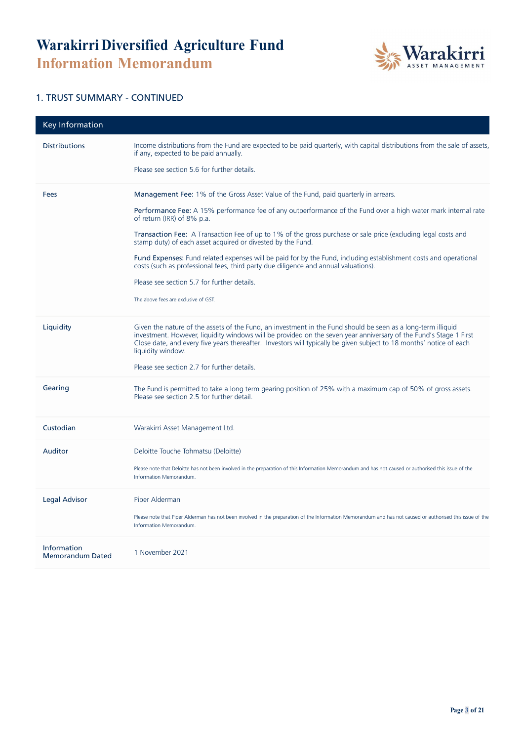## 1. TRUST SUMMARY - CONTINUED

| Key Information | |
|---|---|
| Distributions | Income distributions from the Fund are expected to be paid quarterly, with capital distributions from the sale of assets, if any, expected to be paid annually.<br><br>Please see section 5.6 for further details. |
| Fees | **Management Fee:** 1% of the Gross Asset Value of the Fund, paid quarterly in arrears.<br><br>**Performance Fee:** A 15% performance fee of any outperformance of the Fund over a high water mark internal rate of return (IRR) of 8% p.a.<br><br>**Transaction Fee:** A Transaction Fee of up to 1% of the gross purchase or sale price (excluding legal costs and stamp duty) of each asset acquired or divested by the Fund.<br><br>**Fund Expenses:** Fund related expenses will be paid for by the Fund, including establishment costs and operational costs (such as professional fees, third party due diligence and annual valuations).<br><br>Please see section 5.7 for further details.<br><br>The above fees are exclusive of GST. |
| Liquidity | Given the nature of the assets of the Fund, an investment in the Fund should be seen as a long-term illiquid investment. However, liquidity windows will be provided on the seven year anniversary of the Fund's Stage 1 First Close date, and every five years thereafter. Investors will typically be given subject to 18 months' notice of each liquidity window.<br><br>Please see section 2.7 for further details. |
| Gearing | The Fund is permitted to take a long term gearing position of 25% with a maximum cap of 50% of gross assets. Please see section 2.5 for further detail. |
| Custodian | Warakirri Asset Management Ltd. |
| Auditor | Deloitte Touche Tohmatsu (Deloitte)<br><br>Please note that Deloitte has not been involved in the preparation of this Information Memorandum and has not caused or authorised this issue of the Information Memorandum. |
| Legal Advisor | Piper Alderman<br><br>Please note that Piper Alderman has not been involved in the preparation of the Information Memorandum and has not caused or authorised this issue of the Information Memorandum. |
| Information Memorandum Dated | 1 November 2021 |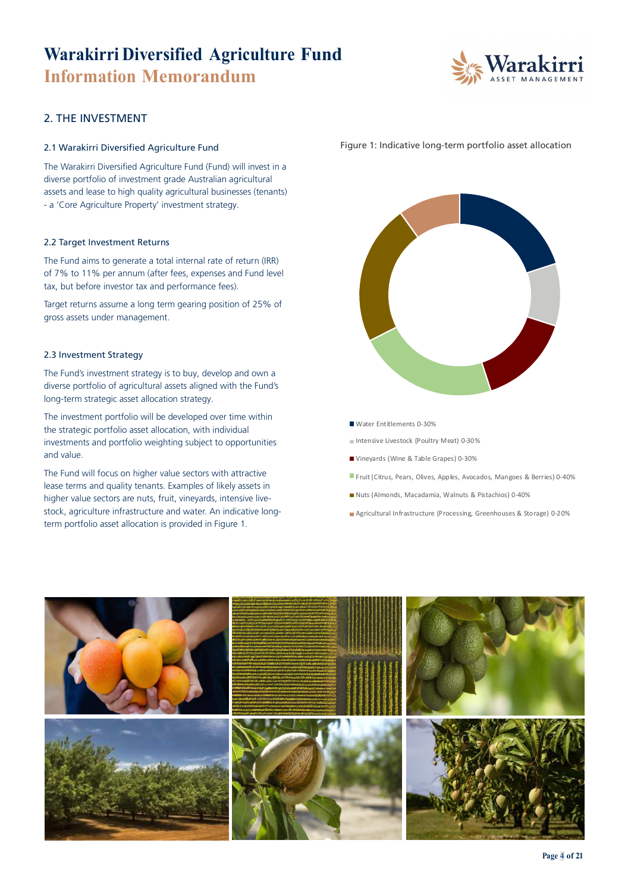## 2. THE INVESTMENT

### 2.1 Warakirri Diversified Agriculture Fund

The Warakirri Diversified Agriculture Fund (Fund) will invest in a diverse portfolio of investment grade Australian agricultural assets and lease to high quality agricultural businesses (tenants) - a 'Core Agriculture Property' investment strategy.

### 2.2 Target Investment Returns

The Fund aims to generate a total internal rate of return (IRR) of 7% to 11% per annum (after fees, expenses and Fund level tax, but before investor tax and performance fees).

Target returns assume a long term gearing position of 25% of gross assets under management.

### 2.3 Investment Strategy

The Fund's investment strategy is to buy, develop and own a diverse portfolio of agricultural assets aligned with the Fund's long-term strategic asset allocation strategy.

The investment portfolio will be developed over time within the strategic portfolio asset allocation, with individual investments and portfolio weighting subject to opportunities and value.

The Fund will focus on higher value sectors with attractive lease terms and quality tenants. Examples of likely assets in higher value sectors are nuts, fruit, vineyards, intensive livestock, agriculture infrastructure and water. An indicative long-term portfolio asset allocation is provided in Figure 1.

Figure 1: Indicative long-term portfolio asset allocation

- Water Entitlements 0-30%
- Intensive Livestock (Poultry Meat) 0-30%
- Vineyards (Wine & Table Grapes) 0-30%
- Fruit (Citrus, Pears, Olives, Apples, Avocados, Mangoes & Berries) 0-40%
- Nuts (Almonds, Macadamia, Walnuts & Pistachios) 0-40%
- Agricultural Infrastructure (Processing, Greenhouses & Storage) 0-20%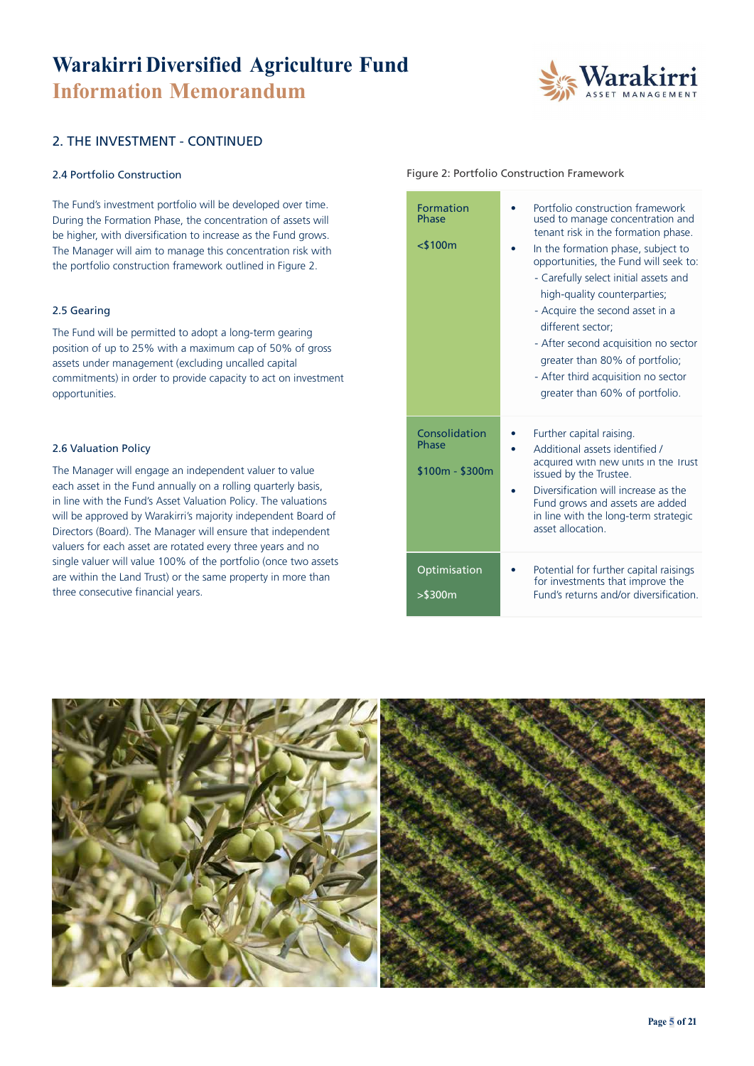## 2. THE INVESTMENT - CONTINUED

### 2.4 Portfolio Construction

The Fund's investment portfolio will be developed over time. During the Formation Phase, the concentration of assets will be higher, with diversification to increase as the Fund grows. The Manager will aim to manage this concentration risk with the portfolio construction framework outlined in Figure 2.

### 2.5 Gearing

The Fund will be permitted to adopt a long-term gearing position of up to 25% with a maximum cap of 50% of gross assets under management (excluding uncalled capital commitments) in order to provide capacity to act on investment opportunities.

### 2.6 Valuation Policy

The Manager will engage an independent valuer to value each asset in the Fund annually on a rolling quarterly basis, in line with the Fund's Asset Valuation Policy. The valuations will be approved by Warakirri's majority independent Board of Directors (Board). The Manager will ensure that independent valuers for each asset are rotated every three years and no single valuer will value 100% of the portfolio (once two assets are within the Land Trust) or the same property in more than three consecutive financial years.

Figure 2: Portfolio Construction Framework

| Phase | Description |
|---|---|
| Formation Phase<br><br><$100m | • Portfolio construction framework used to manage concentration and tenant risk in the formation phase.<br>• In the formation phase, subject to opportunities, the Fund will seek to:<br>- Carefully select initial assets and high-quality counterparties;<br>- Acquire the second asset in a different sector;<br>- After second acquisition no sector greater than 80% of portfolio;<br>- After third acquisition no sector greater than 60% of portfolio. |
| Consolidation Phase<br><br>$100m - $300m | • Further capital raising.<br>• Additional assets identified / acquired with new units in the Trust issued by the Trustee.<br>• Diversification will increase as the Fund grows and assets are added in line with the long-term strategic asset allocation. |
| Optimisation<br><br>>$300m | • Potential for further capital raisings for investments that improve the Fund's returns and/or diversification. |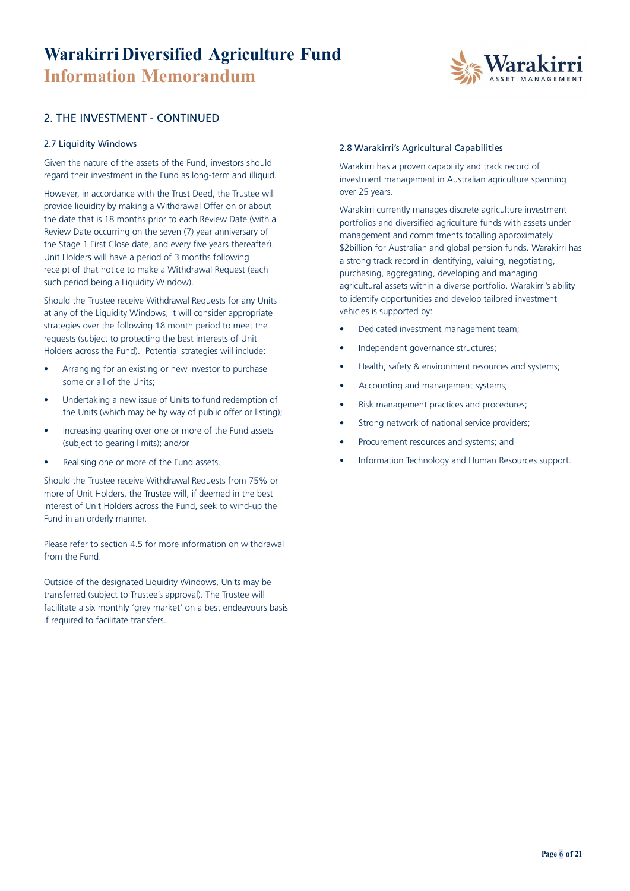## 2. THE INVESTMENT - CONTINUED

### 2.7 Liquidity Windows

Given the nature of the assets of the Fund, investors should regard their investment in the Fund as long-term and illiquid.

However, in accordance with the Trust Deed, the Trustee will provide liquidity by making a Withdrawal Offer on or about the date that is 18 months prior to each Review Date (with a Review Date occurring on the seven (7) year anniversary of the Stage 1 First Close date, and every five years thereafter). Unit Holders will have a period of 3 months following receipt of that notice to make a Withdrawal Request (each such period being a Liquidity Window).

Should the Trustee receive Withdrawal Requests for any Units at any of the Liquidity Windows, it will consider appropriate strategies over the following 18 month period to meet the requests (subject to protecting the best interests of Unit Holders across the Fund). Potential strategies will include:

- Arranging for an existing or new investor to purchase some or all of the Units;
- Undertaking a new issue of Units to fund redemption of the Units (which may be by way of public offer or listing);
- Increasing gearing over one or more of the Fund assets (subject to gearing limits); and/or
- Realising one or more of the Fund assets.

Should the Trustee receive Withdrawal Requests from 75% or more of Unit Holders, the Trustee will, if deemed in the best interest of Unit Holders across the Fund, seek to wind-up the Fund in an orderly manner.

Please refer to section 4.5 for more information on withdrawal from the Fund.

Outside of the designated Liquidity Windows, Units may be transferred (subject to Trustee's approval). The Trustee will facilitate a six monthly 'grey market' on a best endeavours basis if required to facilitate transfers.

### 2.8 Warakirri's Agricultural Capabilities

Warakirri has a proven capability and track record of investment management in Australian agriculture spanning over 25 years.

Warakirri currently manages discrete agriculture investment portfolios and diversified agriculture funds with assets under management and commitments totalling approximately $2billion for Australian and global pension funds. Warakirri has a strong track record in identifying, valuing, negotiating, purchasing, aggregating, developing and managing agricultural assets within a diverse portfolio. Warakirri's ability to identify opportunities and develop tailored investment vehicles is supported by:

- Dedicated investment management team;
- Independent governance structures;
- Health, safety & environment resources and systems;
- Accounting and management systems;
- Risk management practices and procedures;
- Strong network of national service providers;
- Procurement resources and systems; and
- Information Technology and Human Resources support.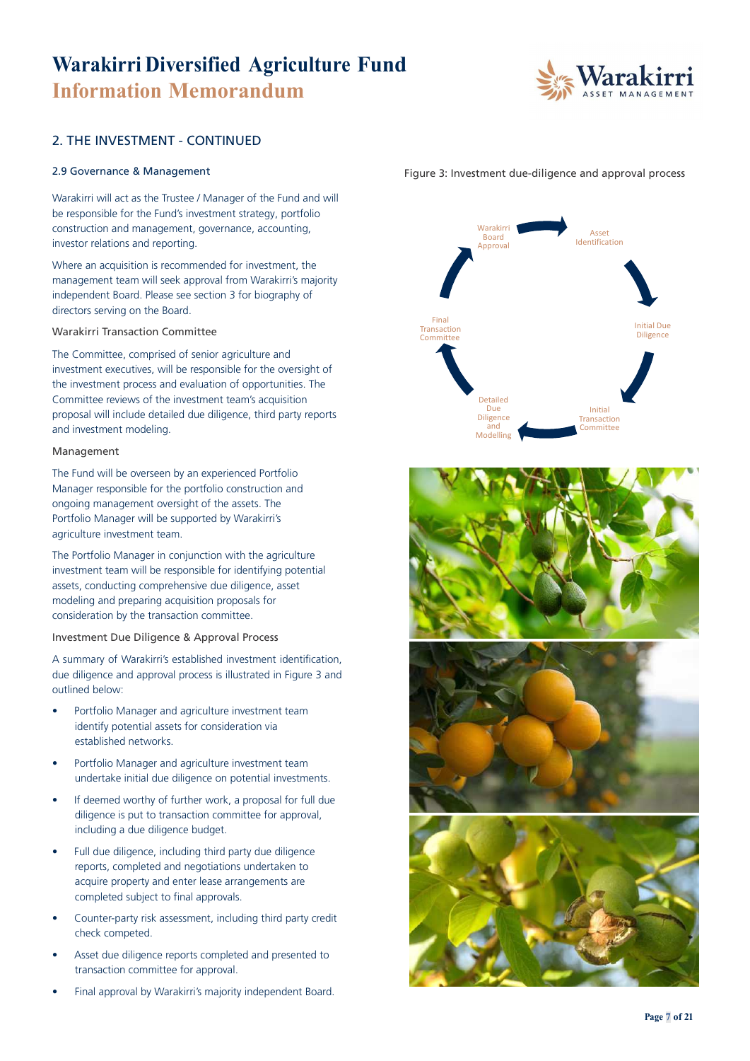## 2. THE INVESTMENT - CONTINUED

### 2.9 Governance & Management

Warakirri will act as the Trustee / Manager of the Fund and will be responsible for the Fund's investment strategy, portfolio construction and management, governance, accounting, investor relations and reporting.

Where an acquisition is recommended for investment, the management team will seek approval from Warakirri's majority independent Board. Please see section 3 for biography of directors serving on the Board.

#### Warakirri Transaction Committee

The Committee, comprised of senior agriculture and investment executives, will be responsible for the oversight of the investment process and evaluation of opportunities. The Committee reviews of the investment team's acquisition proposal will include detailed due diligence, third party reports and investment modeling.

#### Management

The Fund will be overseen by an experienced Portfolio Manager responsible for the portfolio construction and ongoing management oversight of the assets. The Portfolio Manager will be supported by Warakirri's agriculture investment team.

The Portfolio Manager in conjunction with the agriculture investment team will be responsible for identifying potential assets, conducting comprehensive due diligence, asset modeling and preparing acquisition proposals for consideration by the transaction committee.

#### Investment Due Diligence & Approval Process

A summary of Warakirri's established investment identification, due diligence and approval process is illustrated in Figure 3 and outlined below:

- Portfolio Manager and agriculture investment team identify potential assets for consideration via established networks.
- Portfolio Manager and agriculture investment team undertake initial due diligence on potential investments.
- If deemed worthy of further work, a proposal for full due diligence is put to transaction committee for approval, including a due diligence budget.
- Full due diligence, including third party due diligence reports, completed and negotiations undertaken to acquire property and enter lease arrangements are completed subject to final approvals.
- Counter-party risk assessment, including third party credit check competed.
- Asset due diligence reports completed and presented to transaction committee for approval.
- Final approval by Warakirri's majority independent Board.

Figure 3: Investment due-diligence and approval process

Asset Identification → Initial Due Diligence → Initial Transaction Committee → Detailed Due Diligence and Modelling → Final Transaction Committee → Warakirri Board Approval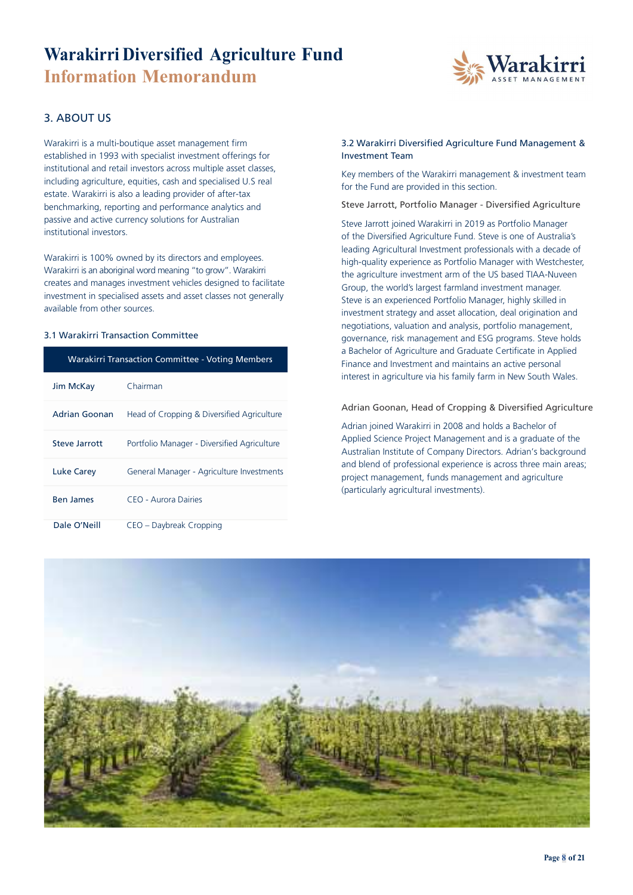# Warakirri Diversified Agriculture Fund
## Information Memorandum

## 3. ABOUT US

Warakirri is a multi-boutique asset management firm established in 1993 with specialist investment offerings for institutional and retail investors across multiple asset classes, including agriculture, equities, cash and specialised U.S real estate. Warakirri is also a leading provider of after-tax benchmarking, reporting and performance analytics and passive and active currency solutions for Australian institutional investors.

Warakirri is 100% owned by its directors and employees. Warakirri is an aboriginal word meaning "to grow". Warakirri creates and manages investment vehicles designed to facilitate investment in specialised assets and asset classes not generally available from other sources.

### 3.1 Warakirri Transaction Committee

| Warakirri Transaction Committee - Voting Members | |
|---|---|
| Jim McKay | Chairman |
| Adrian Goonan | Head of Cropping & Diversified Agriculture |
| Steve Jarrott | Portfolio Manager - Diversified Agriculture |
| Luke Carey | General Manager - Agriculture Investments |
| Ben James | CEO - Aurora Dairies |
| Dale O'Neill | CEO – Daybreak Cropping |

### 3.2 Warakirri Diversified Agriculture Fund Management & Investment Team

Key members of the Warakirri management & investment team for the Fund are provided in this section.

Steve Jarrott, Portfolio Manager - Diversified Agriculture

Steve Jarrott joined Warakirri in 2019 as Portfolio Manager of the Diversified Agriculture Fund. Steve is one of Australia's leading Agricultural Investment professionals with a decade of high-quality experience as Portfolio Manager with Westchester, the agriculture investment arm of the US based TIAA-Nuveen Group, the world's largest farmland investment manager. Steve is an experienced Portfolio Manager, highly skilled in investment strategy and asset allocation, deal origination and negotiations, valuation and analysis, portfolio management, governance, risk management and ESG programs. Steve holds a Bachelor of Agriculture and Graduate Certificate in Applied Finance and Investment and maintains an active personal interest in agriculture via his family farm in New South Wales.

Adrian Goonan, Head of Cropping & Diversified Agriculture

Adrian joined Warakirri in 2008 and holds a Bachelor of Applied Science Project Management and is a graduate of the Australian Institute of Company Directors. Adrian's background and blend of professional experience is across three main areas; project management, funds management and agriculture (particularly agricultural investments).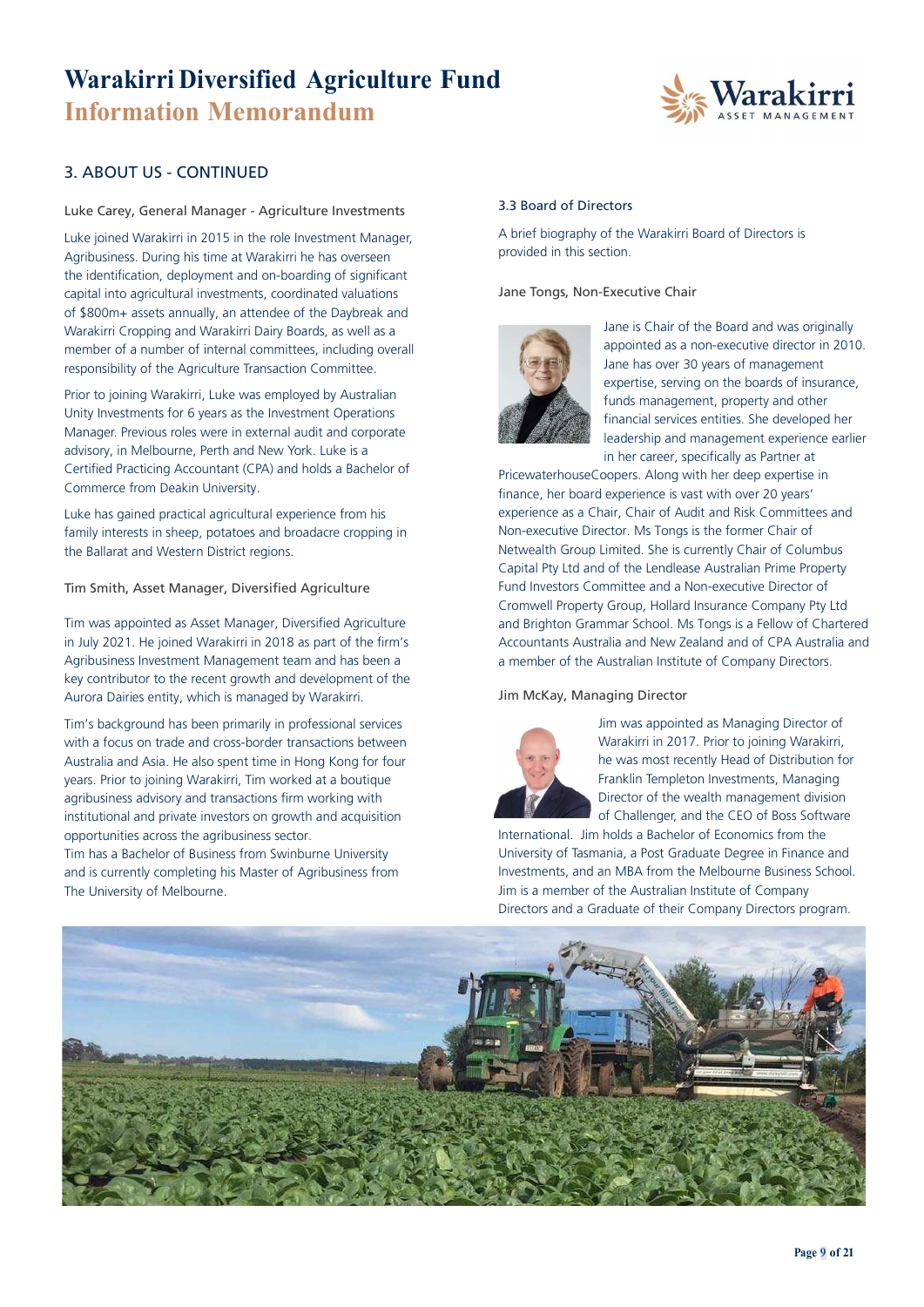## 3. ABOUT US - CONTINUED

### Luke Carey, General Manager - Agriculture Investments

Luke joined Warakirri in 2015 in the role Investment Manager, Agribusiness. During his time at Warakirri he has overseen the identification, deployment and on-boarding of significant capital into agricultural investments, coordinated valuations of $800m+ assets annually, an attendee of the Daybreak and Warakirri Cropping and Warakirri Dairy Boards, as well as a member of a number of internal committees, including overall responsibility of the Agriculture Transaction Committee.

Prior to joining Warakirri, Luke was employed by Australian Unity Investments for 6 years as the Investment Operations Manager. Previous roles were in external audit and corporate advisory, in Melbourne, Perth and New York. Luke is a Certified Practicing Accountant (CPA) and holds a Bachelor of Commerce from Deakin University.

Luke has gained practical agricultural experience from his family interests in sheep, potatoes and broadacre cropping in the Ballarat and Western District regions.

### Tim Smith, Asset Manager, Diversified Agriculture

Tim was appointed as Asset Manager, Diversified Agriculture in July 2021. He joined Warakirri in 2018 as part of the firm's Agribusiness Investment Management team and has been a key contributor to the recent growth and development of the Aurora Dairies entity, which is managed by Warakirri.

Tim's background has been primarily in professional services with a focus on trade and cross-border transactions between Australia and Asia. He also spent time in Hong Kong for four years. Prior to joining Warakirri, Tim worked at a boutique agribusiness advisory and transactions firm working with institutional and private investors on growth and acquisition opportunities across the agribusiness sector.
Tim has a Bachelor of Business from Swinburne University and is currently completing his Master of Agribusiness from The University of Melbourne.

### 3.3 Board of Directors

A brief biography of the Warakirri Board of Directors is provided in this section.

### Jane Tongs, Non-Executive Chair

Jane is Chair of the Board and was originally appointed as a non-executive director in 2010. Jane has over 30 years of management expertise, serving on the boards of insurance, funds management, property and other financial services entities. She developed her leadership and management experience earlier in her career, specifically as Partner at PricewaterhouseCoopers. Along with her deep expertise in finance, her board experience is vast with over 20 years' experience as a Chair, Chair of Audit and Risk Committees and Non-executive Director. Ms Tongs is the former Chair of Netwealth Group Limited. She is currently Chair of Columbus Capital Pty Ltd and of the Lendlease Australian Prime Property Fund Investors Committee and a Non-executive Director of Cromwell Property Group, Hollard Insurance Company Pty Ltd and Brighton Grammar School. Ms Tongs is a Fellow of Chartered Accountants Australia and New Zealand and of CPA Australia and a member of the Australian Institute of Company Directors.

### Jim McKay, Managing Director

Jim was appointed as Managing Director of Warakirri in 2017. Prior to joining Warakirri, he was most recently Head of Distribution for Franklin Templeton Investments, Managing Director of the wealth management division of Challenger, and the CEO of Boss Software International. Jim holds a Bachelor of Economics from the University of Tasmania, a Post Graduate Degree in Finance and Investments, and an MBA from the Melbourne Business School. Jim is a member of the Australian Institute of Company Directors and a Graduate of their Company Directors program.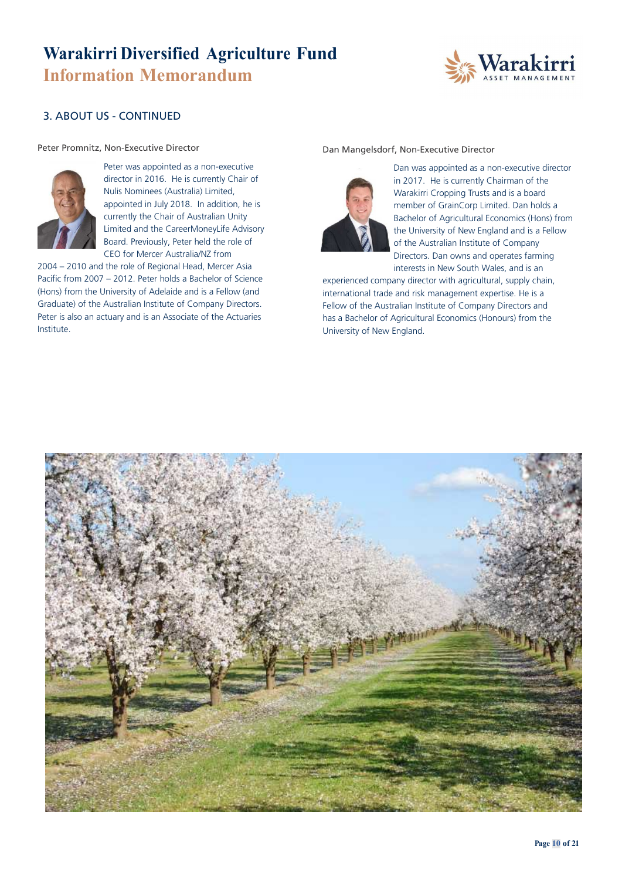## 3. ABOUT US - CONTINUED

### Peter Promnitz, Non-Executive Director

Peter was appointed as a non-executive director in 2016. He is currently Chair of Nulis Nominees (Australia) Limited, appointed in July 2018. In addition, he is currently the Chair of Australian Unity Limited and the CareerMoneyLife Advisory Board. Previously, Peter held the role of CEO for Mercer Australia/NZ from 2004 – 2010 and the role of Regional Head, Mercer Asia Pacific from 2007 – 2012. Peter holds a Bachelor of Science (Hons) from the University of Adelaide and is a Fellow (and Graduate) of the Australian Institute of Company Directors. Peter is also an actuary and is an Associate of the Actuaries Institute.

### Dan Mangelsdorf, Non-Executive Director

Dan was appointed as a non-executive director in 2017. He is currently Chairman of the Warakirri Cropping Trusts and is a board member of GrainCorp Limited. Dan holds a Bachelor of Agricultural Economics (Hons) from the University of New England and is a Fellow of the Australian Institute of Company Directors. Dan owns and operates farming interests in New South Wales, and is an experienced company director with agricultural, supply chain, international trade and risk management expertise. He is a Fellow of the Australian Institute of Company Directors and has a Bachelor of Agricultural Economics (Honours) from the University of New England.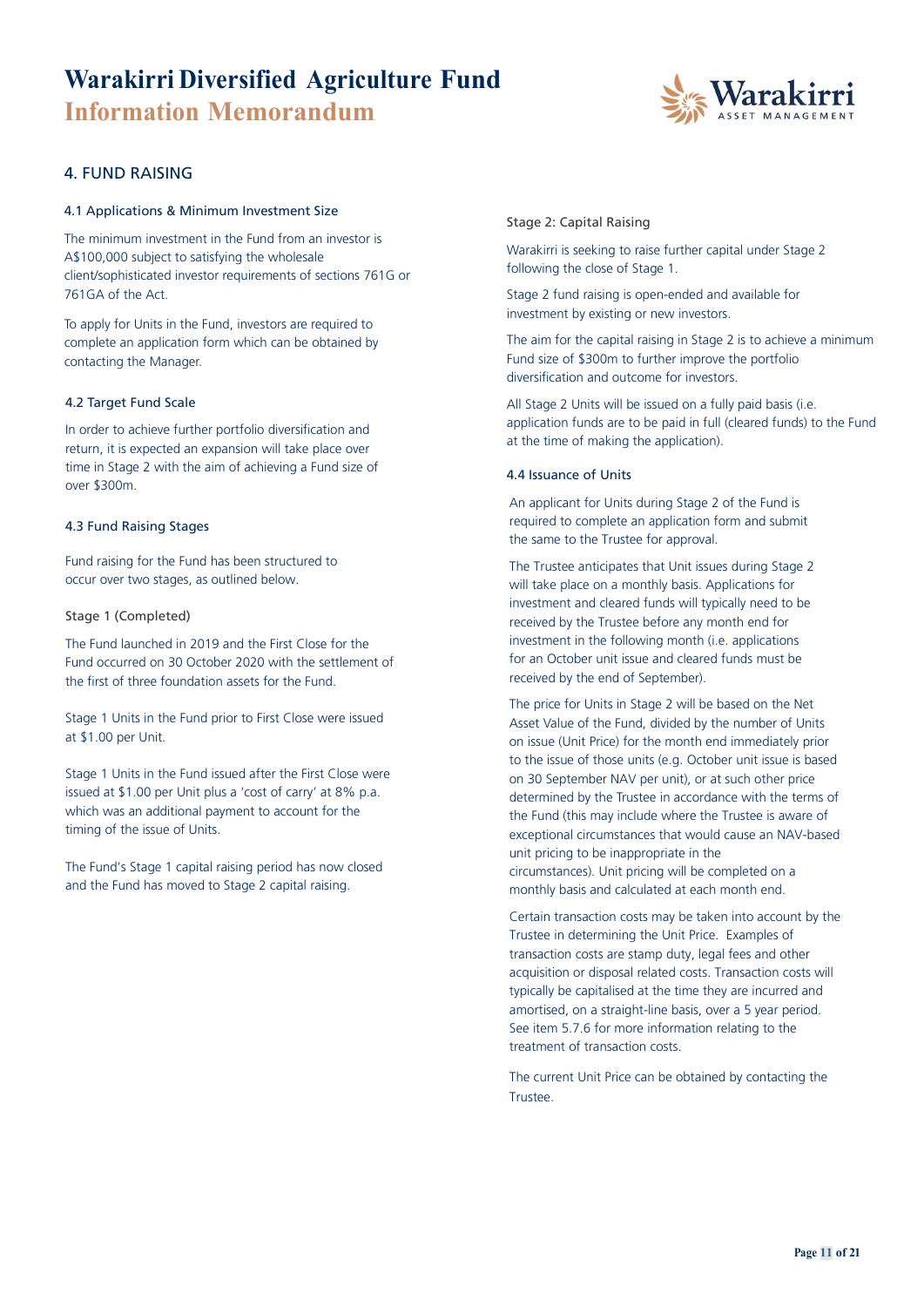## 4. FUND RAISING

### 4.1 Applications & Minimum Investment Size

The minimum investment in the Fund from an investor is A$100,000 subject to satisfying the wholesale client/sophisticated investor requirements of sections 761G or 761GA of the Act.

To apply for Units in the Fund, investors are required to complete an application form which can be obtained by contacting the Manager.

### 4.2 Target Fund Scale

In order to achieve further portfolio diversification and return, it is expected an expansion will take place over time in Stage 2 with the aim of achieving a Fund size of over $300m.

### 4.3 Fund Raising Stages

Fund raising for the Fund has been structured to occur over two stages, as outlined below.

#### Stage 1 (Completed)

The Fund launched in 2019 and the First Close for the Fund occurred on 30 October 2020 with the settlement of the first of three foundation assets for the Fund.

Stage 1 Units in the Fund prior to First Close were issued at $1.00 per Unit.

Stage 1 Units in the Fund issued after the First Close were issued at $1.00 per Unit plus a 'cost of carry' at 8% p.a. which was an additional payment to account for the timing of the issue of Units.

The Fund's Stage 1 capital raising period has now closed and the Fund has moved to Stage 2 capital raising.

#### Stage 2: Capital Raising

Warakirri is seeking to raise further capital under Stage 2 following the close of Stage 1.

Stage 2 fund raising is open-ended and available for investment by existing or new investors.

The aim for the capital raising in Stage 2 is to achieve a minimum Fund size of $300m to further improve the portfolio diversification and outcome for investors.

All Stage 2 Units will be issued on a fully paid basis (i.e. application funds are to be paid in full (cleared funds) to the Fund at the time of making the application).

### 4.4 Issuance of Units

An applicant for Units during Stage 2 of the Fund is required to complete an application form and submit the same to the Trustee for approval.

The Trustee anticipates that Unit issues during Stage 2 will take place on a monthly basis. Applications for investment and cleared funds will typically need to be received by the Trustee before any month end for investment in the following month (i.e. applications for an October unit issue and cleared funds must be received by the end of September).

The price for Units in Stage 2 will be based on the Net Asset Value of the Fund, divided by the number of Units on issue (Unit Price) for the month end immediately prior to the issue of those units (e.g. October unit issue is based on 30 September NAV per unit), or at such other price determined by the Trustee in accordance with the terms of the Fund (this may include where the Trustee is aware of exceptional circumstances that would cause an NAV-based unit pricing to be inappropriate in the circumstances). Unit pricing will be completed on a monthly basis and calculated at each month end.

Certain transaction costs may be taken into account by the Trustee in determining the Unit Price. Examples of transaction costs are stamp duty, legal fees and other acquisition or disposal related costs. Transaction costs will typically be capitalised at the time they are incurred and amortised, on a straight-line basis, over a 5 year period. See item 5.7.6 for more information relating to the treatment of transaction costs.

The current Unit Price can be obtained by contacting the Trustee.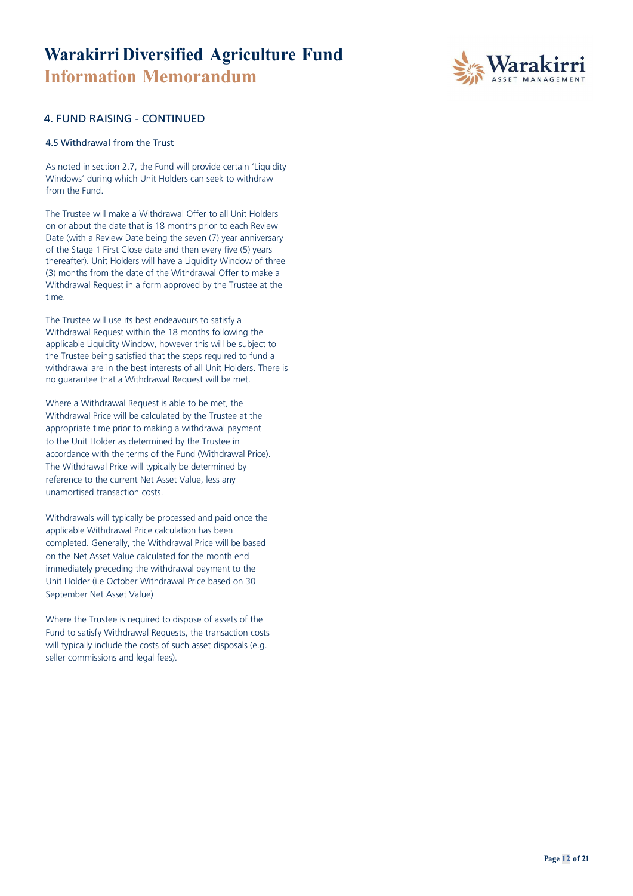## 4. FUND RAISING - CONTINUED

### 4.5 Withdrawal from the Trust

As noted in section 2.7, the Fund will provide certain 'Liquidity Windows' during which Unit Holders can seek to withdraw from the Fund.

The Trustee will make a Withdrawal Offer to all Unit Holders on or about the date that is 18 months prior to each Review Date (with a Review Date being the seven (7) year anniversary of the Stage 1 First Close date and then every five (5) years thereafter). Unit Holders will have a Liquidity Window of three (3) months from the date of the Withdrawal Offer to make a Withdrawal Request in a form approved by the Trustee at the time.

The Trustee will use its best endeavours to satisfy a Withdrawal Request within the 18 months following the applicable Liquidity Window, however this will be subject to the Trustee being satisfied that the steps required to fund a withdrawal are in the best interests of all Unit Holders. There is no guarantee that a Withdrawal Request will be met.

Where a Withdrawal Request is able to be met, the Withdrawal Price will be calculated by the Trustee at the appropriate time prior to making a withdrawal payment to the Unit Holder as determined by the Trustee in accordance with the terms of the Fund (Withdrawal Price). The Withdrawal Price will typically be determined by reference to the current Net Asset Value, less any unamortised transaction costs.

Withdrawals will typically be processed and paid once the applicable Withdrawal Price calculation has been completed. Generally, the Withdrawal Price will be based on the Net Asset Value calculated for the month end immediately preceding the withdrawal payment to the Unit Holder (i.e October Withdrawal Price based on 30 September Net Asset Value)

Where the Trustee is required to dispose of assets of the Fund to satisfy Withdrawal Requests, the transaction costs will typically include the costs of such asset disposals (e.g. seller commissions and legal fees).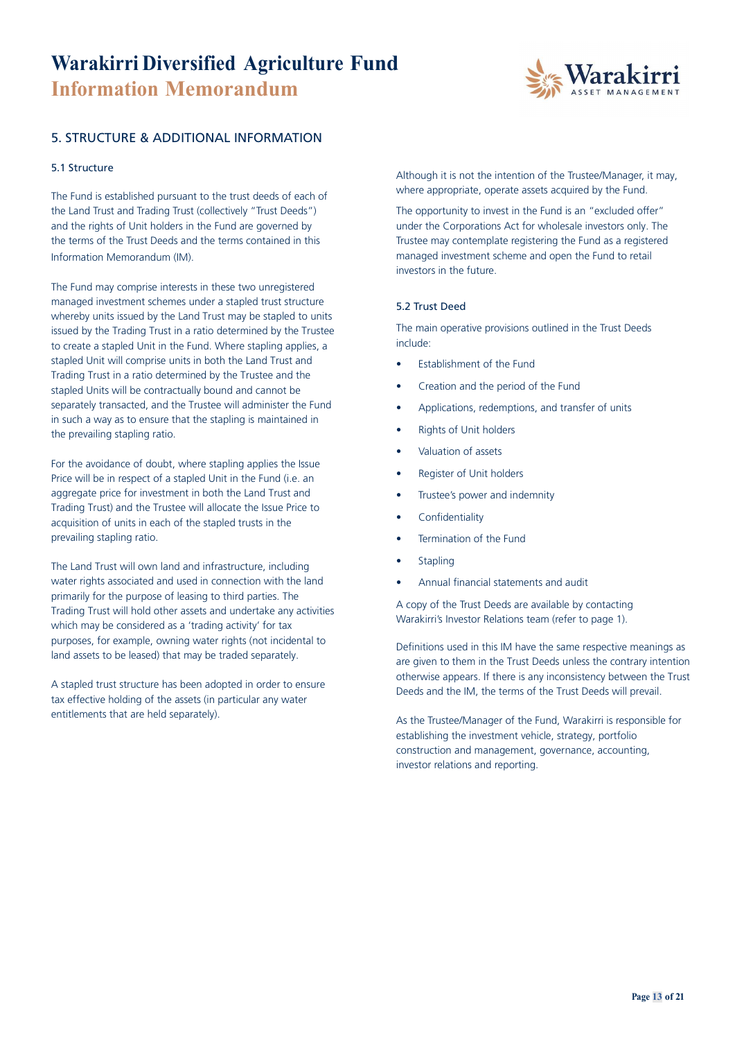## 5. STRUCTURE & ADDITIONAL INFORMATION

### 5.1 Structure

The Fund is established pursuant to the trust deeds of each of the Land Trust and Trading Trust (collectively "Trust Deeds") and the rights of Unit holders in the Fund are governed by the terms of the Trust Deeds and the terms contained in this Information Memorandum (IM).

The Fund may comprise interests in these two unregistered managed investment schemes under a stapled trust structure whereby units issued by the Land Trust may be stapled to units issued by the Trading Trust in a ratio determined by the Trustee to create a stapled Unit in the Fund. Where stapling applies, a stapled Unit will comprise units in both the Land Trust and Trading Trust in a ratio determined by the Trustee and the stapled Units will be contractually bound and cannot be separately transacted, and the Trustee will administer the Fund in such a way as to ensure that the stapling is maintained in the prevailing stapling ratio.

For the avoidance of doubt, where stapling applies the Issue Price will be in respect of a stapled Unit in the Fund (i.e. an aggregate price for investment in both the Land Trust and Trading Trust) and the Trustee will allocate the Issue Price to acquisition of units in each of the stapled trusts in the prevailing stapling ratio.

The Land Trust will own land and infrastructure, including water rights associated and used in connection with the land primarily for the purpose of leasing to third parties. The Trading Trust will hold other assets and undertake any activities which may be considered as a 'trading activity' for tax purposes, for example, owning water rights (not incidental to land assets to be leased) that may be traded separately.

A stapled trust structure has been adopted in order to ensure tax effective holding of the assets (in particular any water entitlements that are held separately).

Although it is not the intention of the Trustee/Manager, it may, where appropriate, operate assets acquired by the Fund.

The opportunity to invest in the Fund is an "excluded offer" under the Corporations Act for wholesale investors only. The Trustee may contemplate registering the Fund as a registered managed investment scheme and open the Fund to retail investors in the future.

### 5.2 Trust Deed

The main operative provisions outlined in the Trust Deeds include:

- Establishment of the Fund
- Creation and the period of the Fund
- Applications, redemptions, and transfer of units
- Rights of Unit holders
- Valuation of assets
- Register of Unit holders
- Trustee's power and indemnity
- Confidentiality
- Termination of the Fund
- Stapling
- Annual financial statements and audit

A copy of the Trust Deeds are available by contacting Warakirri's Investor Relations team (refer to page 1).

Definitions used in this IM have the same respective meanings as are given to them in the Trust Deeds unless the contrary intention otherwise appears. If there is any inconsistency between the Trust Deeds and the IM, the terms of the Trust Deeds will prevail.

As the Trustee/Manager of the Fund, Warakirri is responsible for establishing the investment vehicle, strategy, portfolio construction and management, governance, accounting, investor relations and reporting.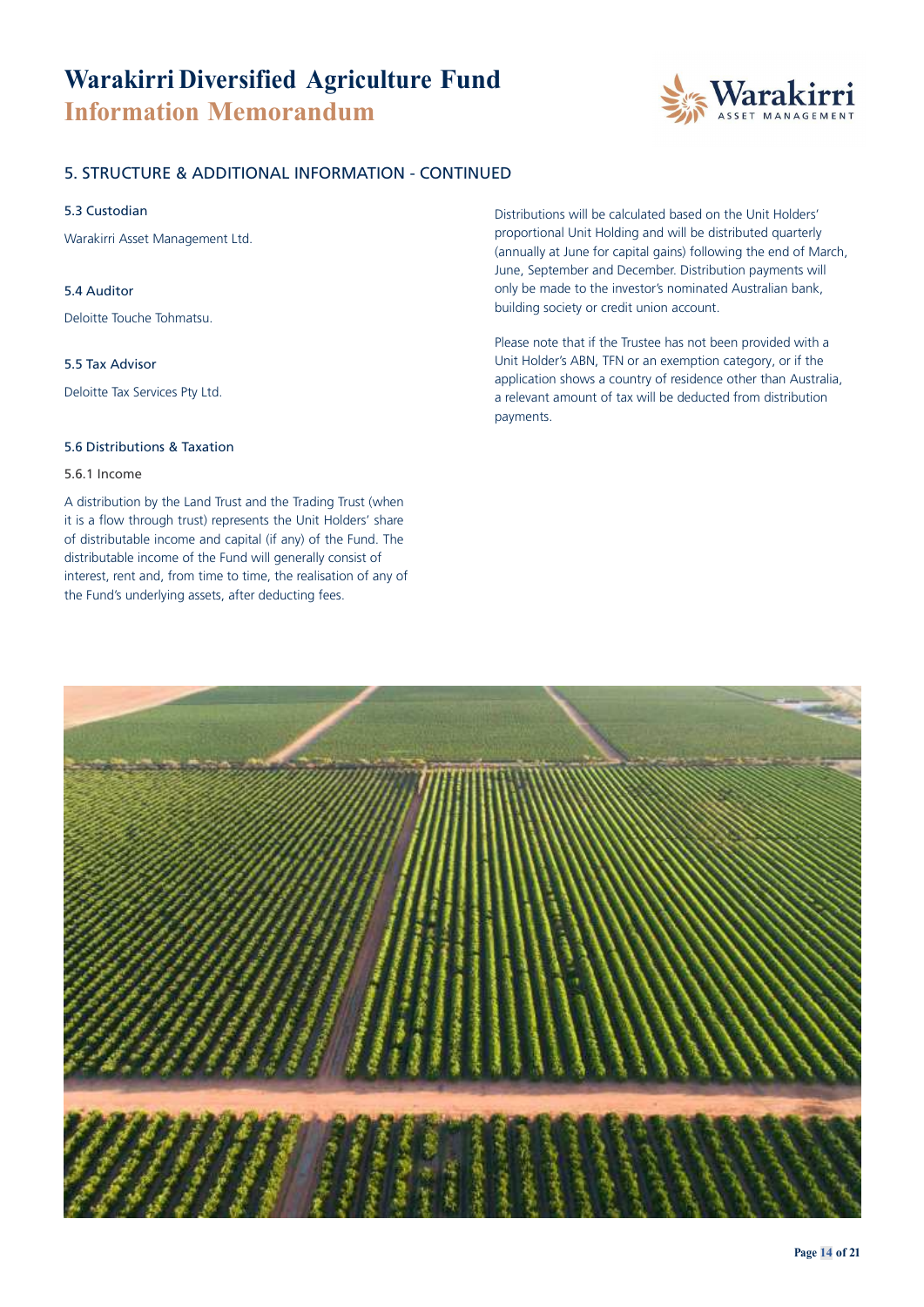## 5. STRUCTURE & ADDITIONAL INFORMATION - CONTINUED

### 5.3 Custodian

Warakirri Asset Management Ltd.

### 5.4 Auditor

Deloitte Touche Tohmatsu.

### 5.5 Tax Advisor

Deloitte Tax Services Pty Ltd.

### 5.6 Distributions & Taxation

#### 5.6.1 Income

A distribution by the Land Trust and the Trading Trust (when it is a flow through trust) represents the Unit Holders' share of distributable income and capital (if any) of the Fund. The distributable income of the Fund will generally consist of interest, rent and, from time to time, the realisation of any of the Fund's underlying assets, after deducting fees.

Distributions will be calculated based on the Unit Holders' proportional Unit Holding and will be distributed quarterly (annually at June for capital gains) following the end of March, June, September and December. Distribution payments will only be made to the investor's nominated Australian bank, building society or credit union account.

Please note that if the Trustee has not been provided with a Unit Holder's ABN, TFN or an exemption category, or if the application shows a country of residence other than Australia, a relevant amount of tax will be deducted from distribution payments.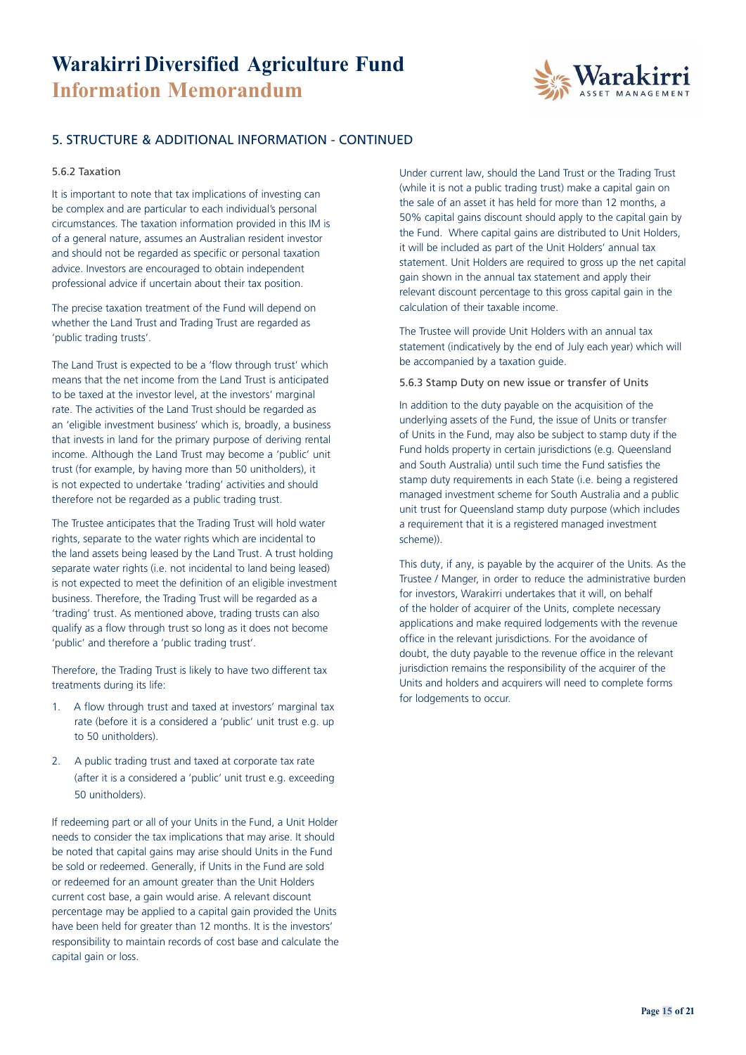## 5. STRUCTURE & ADDITIONAL INFORMATION - CONTINUED

### 5.6.2 Taxation

It is important to note that tax implications of investing can be complex and are particular to each individual's personal circumstances. The taxation information provided in this IM is of a general nature, assumes an Australian resident investor and should not be regarded as specific or personal taxation advice. Investors are encouraged to obtain independent professional advice if uncertain about their tax position.

The precise taxation treatment of the Fund will depend on whether the Land Trust and Trading Trust are regarded as 'public trading trusts'.

The Land Trust is expected to be a 'flow through trust' which means that the net income from the Land Trust is anticipated to be taxed at the investor level, at the investors' marginal rate. The activities of the Land Trust should be regarded as an 'eligible investment business' which is, broadly, a business that invests in land for the primary purpose of deriving rental income. Although the Land Trust may become a 'public' unit trust (for example, by having more than 50 unitholders), it is not expected to undertake 'trading' activities and should therefore not be regarded as a public trading trust.

The Trustee anticipates that the Trading Trust will hold water rights, separate to the water rights which are incidental to the land assets being leased by the Land Trust. A trust holding separate water rights (i.e. not incidental to land being leased) is not expected to meet the definition of an eligible investment business. Therefore, the Trading Trust will be regarded as a 'trading' trust. As mentioned above, trading trusts can also qualify as a flow through trust so long as it does not become 'public' and therefore a 'public trading trust'.

Therefore, the Trading Trust is likely to have two different tax treatments during its life:

1. A flow through trust and taxed at investors' marginal tax rate (before it is a considered a 'public' unit trust e.g. up to 50 unitholders).
2. A public trading trust and taxed at corporate tax rate (after it is a considered a 'public' unit trust e.g. exceeding 50 unitholders).

If redeeming part or all of your Units in the Fund, a Unit Holder needs to consider the tax implications that may arise. It should be noted that capital gains may arise should Units in the Fund be sold or redeemed. Generally, if Units in the Fund are sold or redeemed for an amount greater than the Unit Holders current cost base, a gain would arise. A relevant discount percentage may be applied to a capital gain provided the Units have been held for greater than 12 months. It is the investors' responsibility to maintain records of cost base and calculate the capital gain or loss.

Under current law, should the Land Trust or the Trading Trust (while it is not a public trading trust) make a capital gain on the sale of an asset it has held for more than 12 months, a 50% capital gains discount should apply to the capital gain by the Fund. Where capital gains are distributed to Unit Holders, it will be included as part of the Unit Holders' annual tax statement. Unit Holders are required to gross up the net capital gain shown in the annual tax statement and apply their relevant discount percentage to this gross capital gain in the calculation of their taxable income.

The Trustee will provide Unit Holders with an annual tax statement (indicatively by the end of July each year) which will be accompanied by a taxation guide.

### 5.6.3 Stamp Duty on new issue or transfer of Units

In addition to the duty payable on the acquisition of the underlying assets of the Fund, the issue of Units or transfer of Units in the Fund, may also be subject to stamp duty if the Fund holds property in certain jurisdictions (e.g. Queensland and South Australia) until such time the Fund satisfies the stamp duty requirements in each State (i.e. being a registered managed investment scheme for South Australia and a public unit trust for Queensland stamp duty purpose (which includes a requirement that it is a registered managed investment scheme)).

This duty, if any, is payable by the acquirer of the Units. As the Trustee / Manger, in order to reduce the administrative burden for investors, Warakirri undertakes that it will, on behalf of the holder of acquirer of the Units, complete necessary applications and make required lodgements with the revenue office in the relevant jurisdictions. For the avoidance of doubt, the duty payable to the revenue office in the relevant jurisdiction remains the responsibility of the acquirer of the Units and holders and acquirers will need to complete forms for lodgements to occur.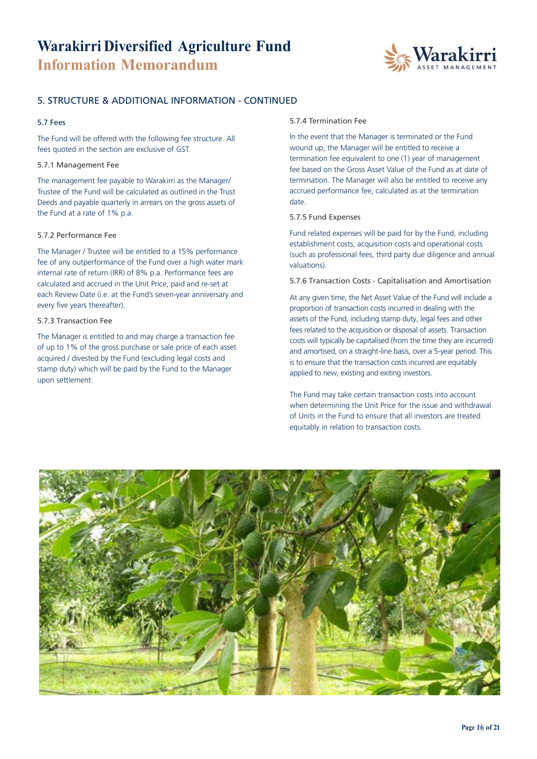## 5. STRUCTURE & ADDITIONAL INFORMATION - CONTINUED

### 5.7 Fees

The Fund will be offered with the following fee structure. All fees quoted in the section are exclusive of GST.

#### 5.7.1 Management Fee

The management fee payable to Warakirri as the Manager/ Trustee of the Fund will be calculated as outlined in the Trust Deeds and payable quarterly in arrears on the gross assets of the Fund at a rate of 1% p.a.

#### 5.7.2 Performance Fee

The Manager / Trustee will be entitled to a 15% performance fee of any outperformance of the Fund over a high water mark internal rate of return (IRR) of 8% p.a. Performance fees are calculated and accrued in the Unit Price, paid and re-set at each Review Date (i.e. at the Fund's seven-year anniversary and every five years thereafter).

#### 5.7.3 Transaction Fee

The Manager is entitled to and may charge a transaction fee of up to 1% of the gross purchase or sale price of each asset acquired / divested by the Fund (excluding legal costs and stamp duty) which will be paid by the Fund to the Manager upon settlement.

#### 5.7.4 Termination Fee

In the event that the Manager is terminated or the Fund wound up, the Manager will be entitled to receive a termination fee equivalent to one (1) year of management fee based on the Gross Asset Value of the Fund as at date of termination. The Manager will also be entitled to receive any accrued performance fee, calculated as at the termination date.

#### 5.7.5 Fund Expenses

Fund related expenses will be paid for by the Fund, including establishment costs, acquisition costs and operational costs (such as professional fees, third party due diligence and annual valuations).

#### 5.7.6 Transaction Costs - Capitalisation and Amortisation

At any given time, the Net Asset Value of the Fund will include a proportion of transaction costs incurred in dealing with the assets of the Fund, including stamp duty, legal fees and other fees related to the acquisition or disposal of assets. Transaction costs will typically be capitalised (from the time they are incurred) and amortised, on a straight-line basis, over a 5-year period. This is to ensure that the transaction costs incurred are equitably applied to new, existing and exiting investors.

The Fund may take certain transaction costs into account when determining the Unit Price for the issue and withdrawal of Units in the Fund to ensure that all investors are treated equitably in relation to transaction costs.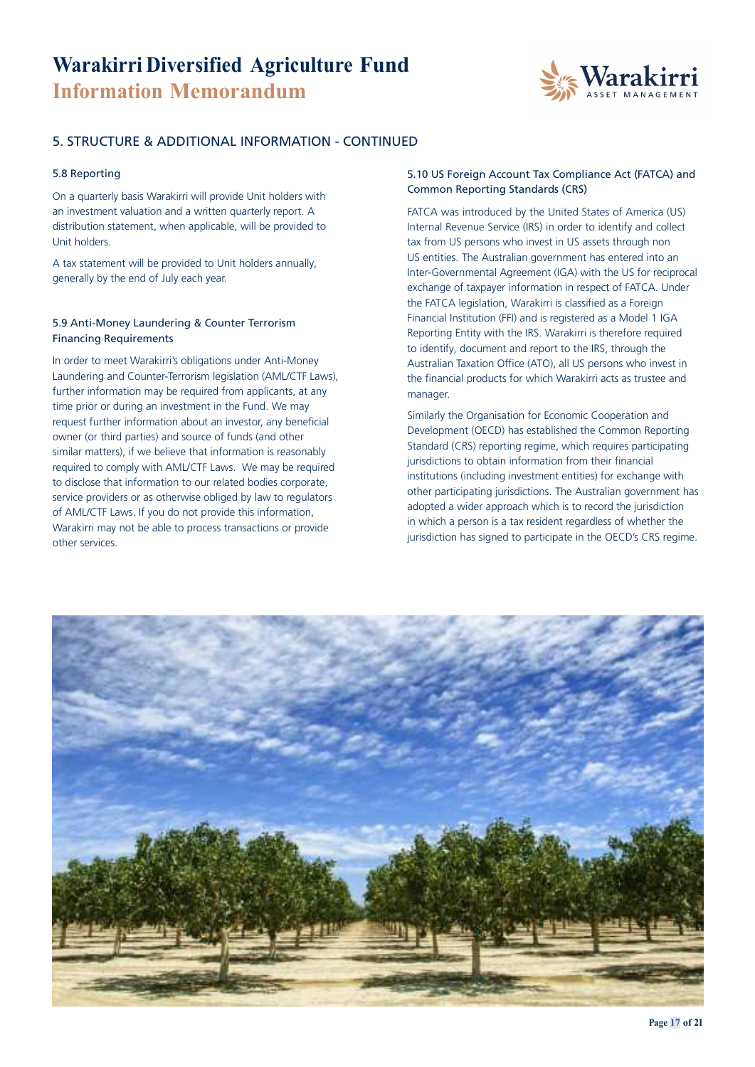## 5. STRUCTURE & ADDITIONAL INFORMATION - CONTINUED

### 5.8 Reporting

On a quarterly basis Warakirri will provide Unit holders with an investment valuation and a written quarterly report. A distribution statement, when applicable, will be provided to Unit holders.

A tax statement will be provided to Unit holders annually, generally by the end of July each year.

### 5.9 Anti-Money Laundering & Counter Terrorism Financing Requirements

In order to meet Warakirri's obligations under Anti-Money Laundering and Counter-Terrorism legislation (AML/CTF Laws), further information may be required from applicants, at any time prior or during an investment in the Fund. We may request further information about an investor, any beneficial owner (or third parties) and source of funds (and other similar matters), if we believe that information is reasonably required to comply with AML/CTF Laws. We may be required to disclose that information to our related bodies corporate, service providers or as otherwise obliged by law to regulators of AML/CTF Laws. If you do not provide this information, Warakirri may not be able to process transactions or provide other services.

### 5.10 US Foreign Account Tax Compliance Act (FATCA) and Common Reporting Standards (CRS)

FATCA was introduced by the United States of America (US) Internal Revenue Service (IRS) in order to identify and collect tax from US persons who invest in US assets through non US entities. The Australian government has entered into an Inter-Governmental Agreement (IGA) with the US for reciprocal exchange of taxpayer information in respect of FATCA. Under the FATCA legislation, Warakirri is classified as a Foreign Financial Institution (FFI) and is registered as a Model 1 IGA Reporting Entity with the IRS. Warakirri is therefore required to identify, document and report to the IRS, through the Australian Taxation Office (ATO), all US persons who invest in the financial products for which Warakirri acts as trustee and manager.

Similarly the Organisation for Economic Cooperation and Development (OECD) has established the Common Reporting Standard (CRS) reporting regime, which requires participating jurisdictions to obtain information from their financial institutions (including investment entities) for exchange with other participating jurisdictions. The Australian government has adopted a wider approach which is to record the jurisdiction in which a person is a tax resident regardless of whether the jurisdiction has signed to participate in the OECD's CRS regime.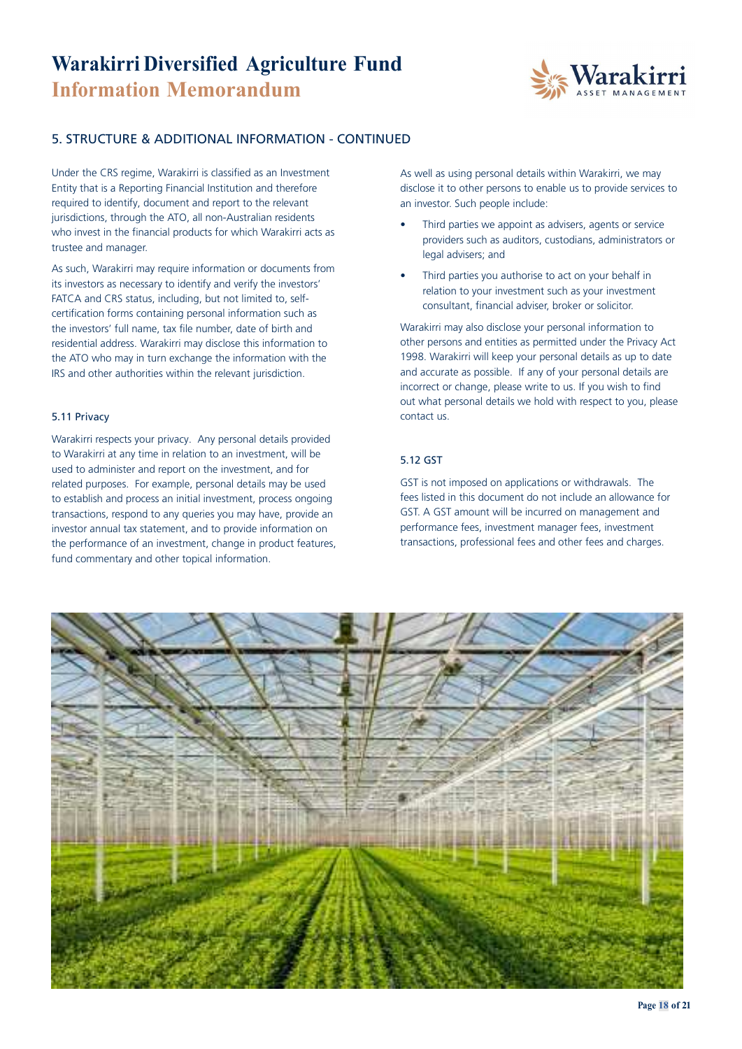## 5. STRUCTURE & ADDITIONAL INFORMATION - CONTINUED

Under the CRS regime, Warakirri is classified as an Investment Entity that is a Reporting Financial Institution and therefore required to identify, document and report to the relevant jurisdictions, through the ATO, all non-Australian residents who invest in the financial products for which Warakirri acts as trustee and manager.

As such, Warakirri may require information or documents from its investors as necessary to identify and verify the investors' FATCA and CRS status, including, but not limited to, self-certification forms containing personal information such as the investors' full name, tax file number, date of birth and residential address. Warakirri may disclose this information to the ATO who may in turn exchange the information with the IRS and other authorities within the relevant jurisdiction.

### 5.11 Privacy

Warakirri respects your privacy. Any personal details provided to Warakirri at any time in relation to an investment, will be used to administer and report on the investment, and for related purposes. For example, personal details may be used to establish and process an initial investment, process ongoing transactions, respond to any queries you may have, provide an investor annual tax statement, and to provide information on the performance of an investment, change in product features, fund commentary and other topical information.

As well as using personal details within Warakirri, we may disclose it to other persons to enable us to provide services to an investor. Such people include:

- Third parties we appoint as advisers, agents or service providers such as auditors, custodians, administrators or legal advisers; and
- Third parties you authorise to act on your behalf in relation to your investment such as your investment consultant, financial adviser, broker or solicitor.

Warakirri may also disclose your personal information to other persons and entities as permitted under the Privacy Act 1998. Warakirri will keep your personal details as up to date and accurate as possible. If any of your personal details are incorrect or change, please write to us. If you wish to find out what personal details we hold with respect to you, please contact us.

### 5.12 GST

GST is not imposed on applications or withdrawals. The fees listed in this document do not include an allowance for GST. A GST amount will be incurred on management and performance fees, investment manager fees, investment transactions, professional fees and other fees and charges.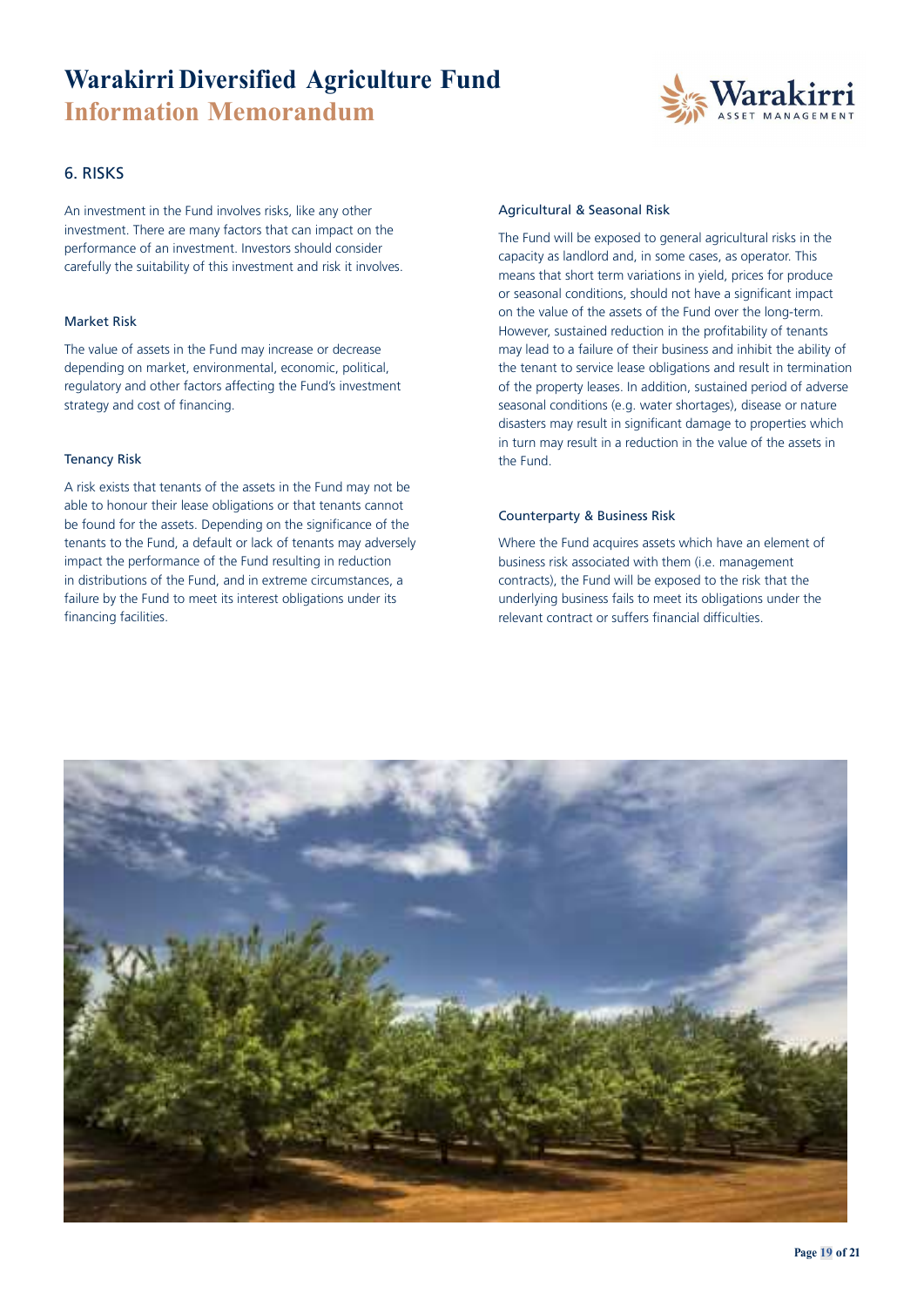## 6. RISKS

An investment in the Fund involves risks, like any other investment. There are many factors that can impact on the performance of an investment. Investors should consider carefully the suitability of this investment and risk it involves.

### Market Risk

The value of assets in the Fund may increase or decrease depending on market, environmental, economic, political, regulatory and other factors affecting the Fund's investment strategy and cost of financing.

### Tenancy Risk

A risk exists that tenants of the assets in the Fund may not be able to honour their lease obligations or that tenants cannot be found for the assets. Depending on the significance of the tenants to the Fund, a default or lack of tenants may adversely impact the performance of the Fund resulting in reduction in distributions of the Fund, and in extreme circumstances, a failure by the Fund to meet its interest obligations under its financing facilities.

### Agricultural & Seasonal Risk

The Fund will be exposed to general agricultural risks in the capacity as landlord and, in some cases, as operator. This means that short term variations in yield, prices for produce or seasonal conditions, should not have a significant impact on the value of the assets of the Fund over the long-term. However, sustained reduction in the profitability of tenants may lead to a failure of their business and inhibit the ability of the tenant to service lease obligations and result in termination of the property leases. In addition, sustained period of adverse seasonal conditions (e.g. water shortages), disease or nature disasters may result in significant damage to properties which in turn may result in a reduction in the value of the assets in the Fund.

### Counterparty & Business Risk

Where the Fund acquires assets which have an element of business risk associated with them (i.e. management contracts), the Fund will be exposed to the risk that the underlying business fails to meet its obligations under the relevant contract or suffers financial difficulties.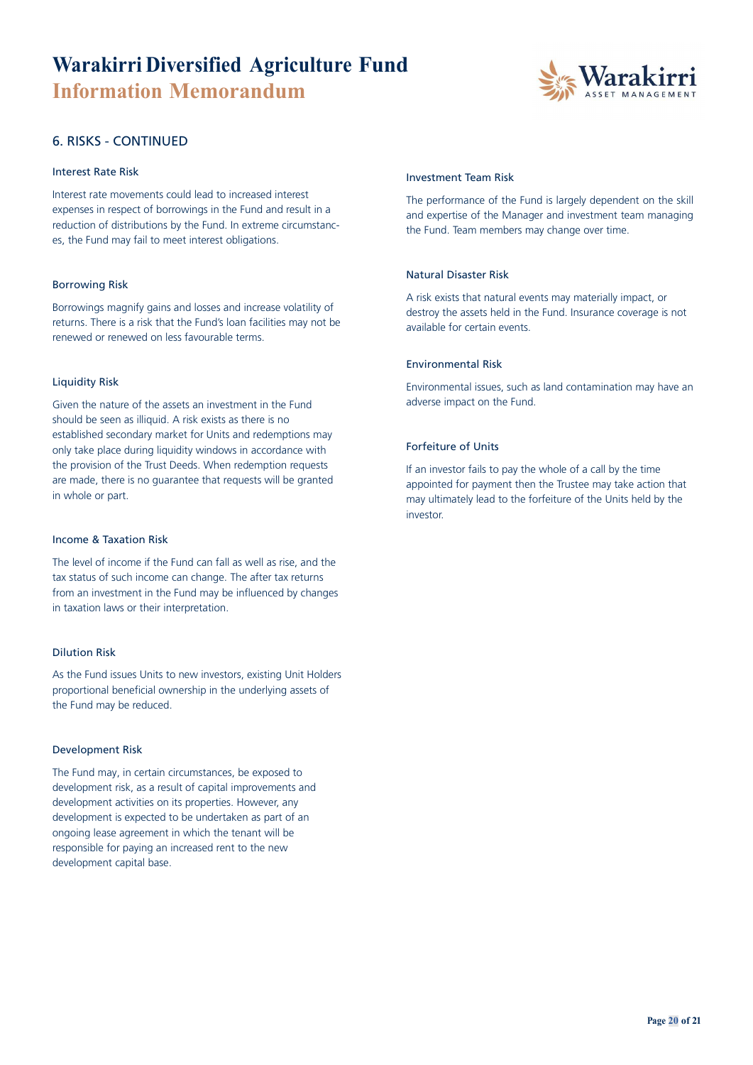## 6. RISKS - CONTINUED

### Interest Rate Risk

Interest rate movements could lead to increased interest expenses in respect of borrowings in the Fund and result in a reduction of distributions by the Fund. In extreme circumstances, the Fund may fail to meet interest obligations.

### Borrowing Risk

Borrowings magnify gains and losses and increase volatility of returns. There is a risk that the Fund's loan facilities may not be renewed or renewed on less favourable terms.

### Liquidity Risk

Given the nature of the assets an investment in the Fund should be seen as illiquid. A risk exists as there is no established secondary market for Units and redemptions may only take place during liquidity windows in accordance with the provision of the Trust Deeds. When redemption requests are made, there is no guarantee that requests will be granted in whole or part.

### Income & Taxation Risk

The level of income if the Fund can fall as well as rise, and the tax status of such income can change. The after tax returns from an investment in the Fund may be influenced by changes in taxation laws or their interpretation.

### Dilution Risk

As the Fund issues Units to new investors, existing Unit Holders proportional beneficial ownership in the underlying assets of the Fund may be reduced.

### Development Risk

The Fund may, in certain circumstances, be exposed to development risk, as a result of capital improvements and development activities on its properties. However, any development is expected to be undertaken as part of an ongoing lease agreement in which the tenant will be responsible for paying an increased rent to the new development capital base.

### Investment Team Risk

The performance of the Fund is largely dependent on the skill and expertise of the Manager and investment team managing the Fund. Team members may change over time.

### Natural Disaster Risk

A risk exists that natural events may materially impact, or destroy the assets held in the Fund. Insurance coverage is not available for certain events.

### Environmental Risk

Environmental issues, such as land contamination may have an adverse impact on the Fund.

### Forfeiture of Units

If an investor fails to pay the whole of a call by the time appointed for payment then the Trustee may take action that may ultimately lead to the forfeiture of the Units held by the investor.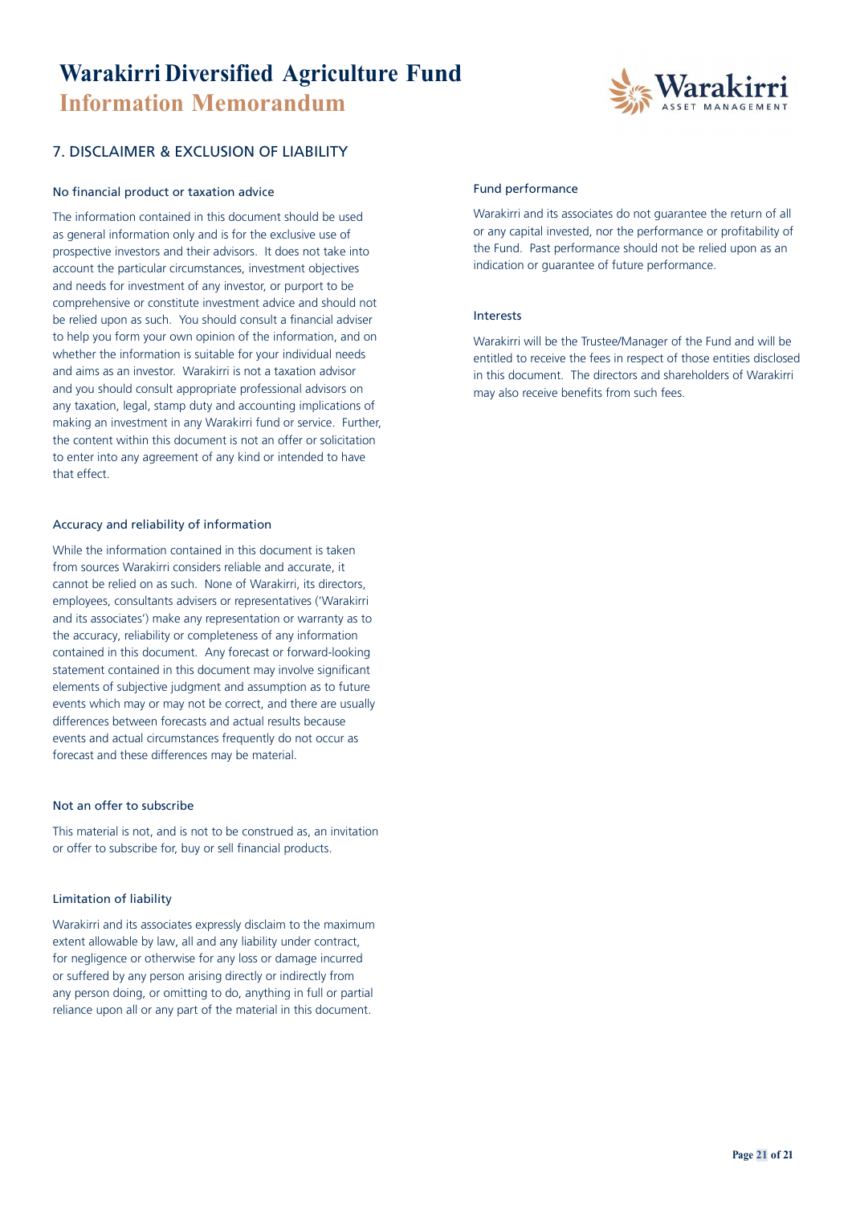## 7. DISCLAIMER & EXCLUSION OF LIABILITY

### No financial product or taxation advice

The information contained in this document should be used as general information only and is for the exclusive use of prospective investors and their advisors. It does not take into account the particular circumstances, investment objectives and needs for investment of any investor, or purport to be comprehensive or constitute investment advice and should not be relied upon as such. You should consult a financial adviser to help you form your own opinion of the information, and on whether the information is suitable for your individual needs and aims as an investor. Warakirri is not a taxation advisor and you should consult appropriate professional advisors on any taxation, legal, stamp duty and accounting implications of making an investment in any Warakirri fund or service. Further, the content within this document is not an offer or solicitation to enter into any agreement of any kind or intended to have that effect.

### Accuracy and reliability of information

While the information contained in this document is taken from sources Warakirri considers reliable and accurate, it cannot be relied on as such. None of Warakirri, its directors, employees, consultants advisers or representatives ('Warakirri and its associates') make any representation or warranty as to the accuracy, reliability or completeness of any information contained in this document. Any forecast or forward-looking statement contained in this document may involve significant elements of subjective judgment and assumption as to future events which may or may not be correct, and there are usually differences between forecasts and actual results because events and actual circumstances frequently do not occur as forecast and these differences may be material.

### Not an offer to subscribe

This material is not, and is not to be construed as, an invitation or offer to subscribe for, buy or sell financial products.

### Limitation of liability

Warakirri and its associates expressly disclaim to the maximum extent allowable by law, all and any liability under contract, for negligence or otherwise for any loss or damage incurred or suffered by any person arising directly or indirectly from any person doing, or omitting to do, anything in full or partial reliance upon all or any part of the material in this document.

### Fund performance

Warakirri and its associates do not guarantee the return of all or any capital invested, nor the performance or profitability of the Fund. Past performance should not be relied upon as an indication or guarantee of future performance.

### Interests

Warakirri will be the Trustee/Manager of the Fund and will be entitled to receive the fees in respect of those entities disclosed in this document. The directors and shareholders of Warakirri may also receive benefits from such fees.